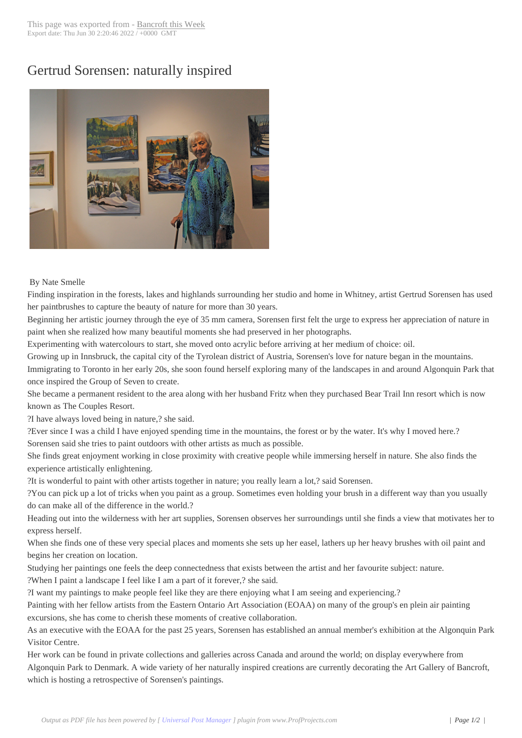# Gertrud Sorensen: naturally inspired

By Nate Smelle

Finding inspiration in the forests, lakes and highlands surrounding her studio and home in Whitney, artist Gertrud Sorensen has used her paintbrushes to capture the beauty of nature for more than 30 years.

Beginning her artistic journey through the eye of 35 mm camera, Sorensen first felt the urge to express her appreciation of nature in paint when she realized how many beautiful moments she had preserved in her photographs.

Experimenting with watercolours to start, she moved onto acrylic before arriving at her medium of choice: oil.

Growing up in Innsbruck, the capital city of the Tyrolean district of Austria, Sorensen's love for nature began in the mountains.

Immigrating to Toronto in her early 20s, she soon found herself exploring many of the landscapes in and around Algonquin Park that once inspired the Group of Seven to create.

She became a permanent resident to the area along with her husband Fritz when they purchased Bear Trail Inn resort which is now known as The Couples Resort.

?I have always loved being in nature,? she said.

?Ever since I was a child I have enjoyed spending time in the mountains, the forest or by the water. It's why I moved here.?

Sorensen said she tries to paint outdoors with other artists as much as possible.

She finds great enjoyment working in close proximity with creative people while immersing herself in nature. She also finds the experience artistically enlightening.

?It is wonderful to paint with other artists together in nature; you really learn a lot,? said Sorensen.

?You can pick up a lot of tricks when you paint as a group. Sometimes even holding your brush in a different way than you usually do can make all of the difference in the world.?

Heading out into the wilderness with her art supplies, Sorensen observes her surroundings until she finds a view that motivates her to express herself.

When she finds one of these very special places and moments she sets up her easel, lathers up her heavy brushes with oil paint and begins her creation on location.

Studying her paintings one feels the deep connectedness that exists between the artist and her favourite subject: nature.

?When I paint a landscape I feel like I am a part of it forever,? she said.

?I want my paintings to make people feel like they are there enjoying what I am seeing and experiencing.?

Painting with her fellow artists from the Eastern Ontario Art Association (EOAA) on many of the group's en plein air painting excursions, she has come to cherish these moments of creative collaboration.

As an executive with the EOAA for the past 25 years, Sorensen has established an annual member's exhibition at the Algonquin Park Visitor Centre.

Her work can be found in private collections and galleries across Canada and around the world; on display everywhere from Algonquin Park to Denmark. A wide variety of her naturally inspired creations are currently decorating the Art Gallery of Bancroft, which is hosting a retrospective of Sorensen's paintings.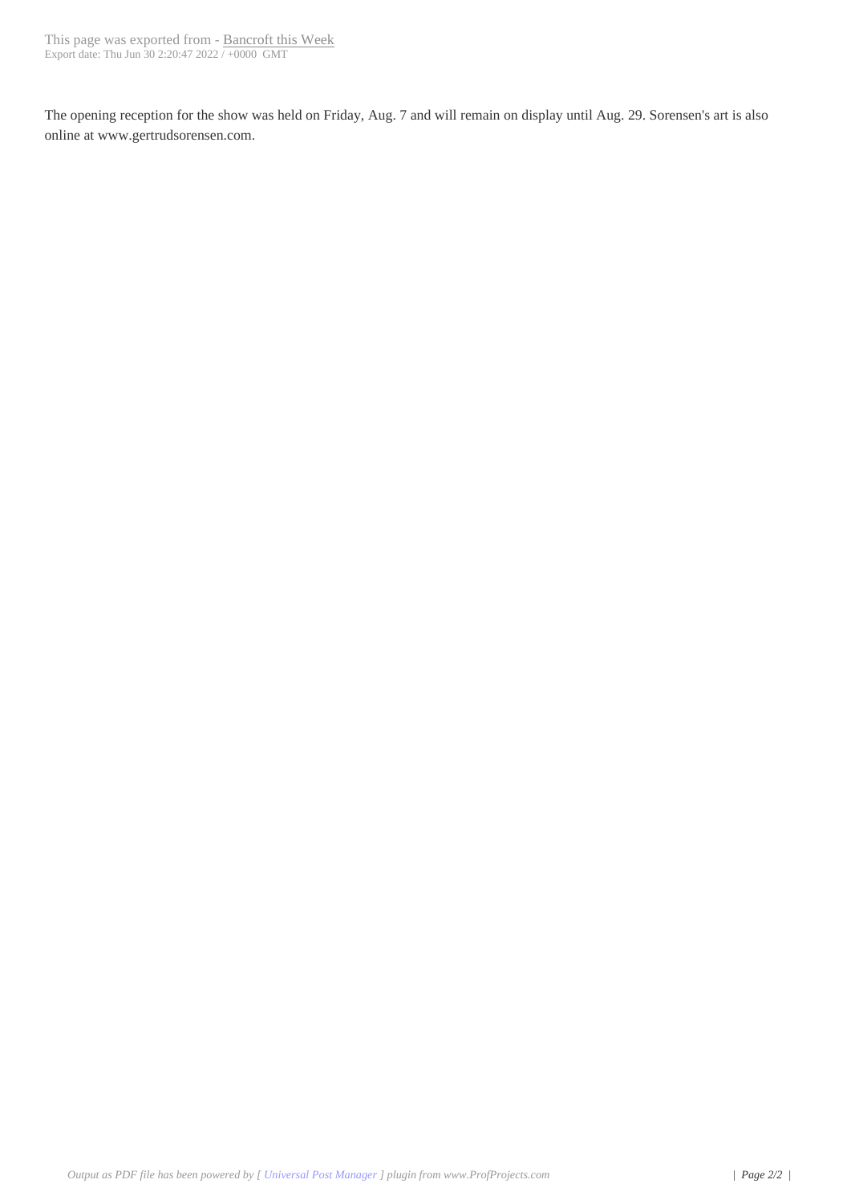The opening reception for the show was held on Friday, Aug. 7 and will remain on display until Aug. 29. Sorensen's art is also online at www.gertrudsorensen.com.